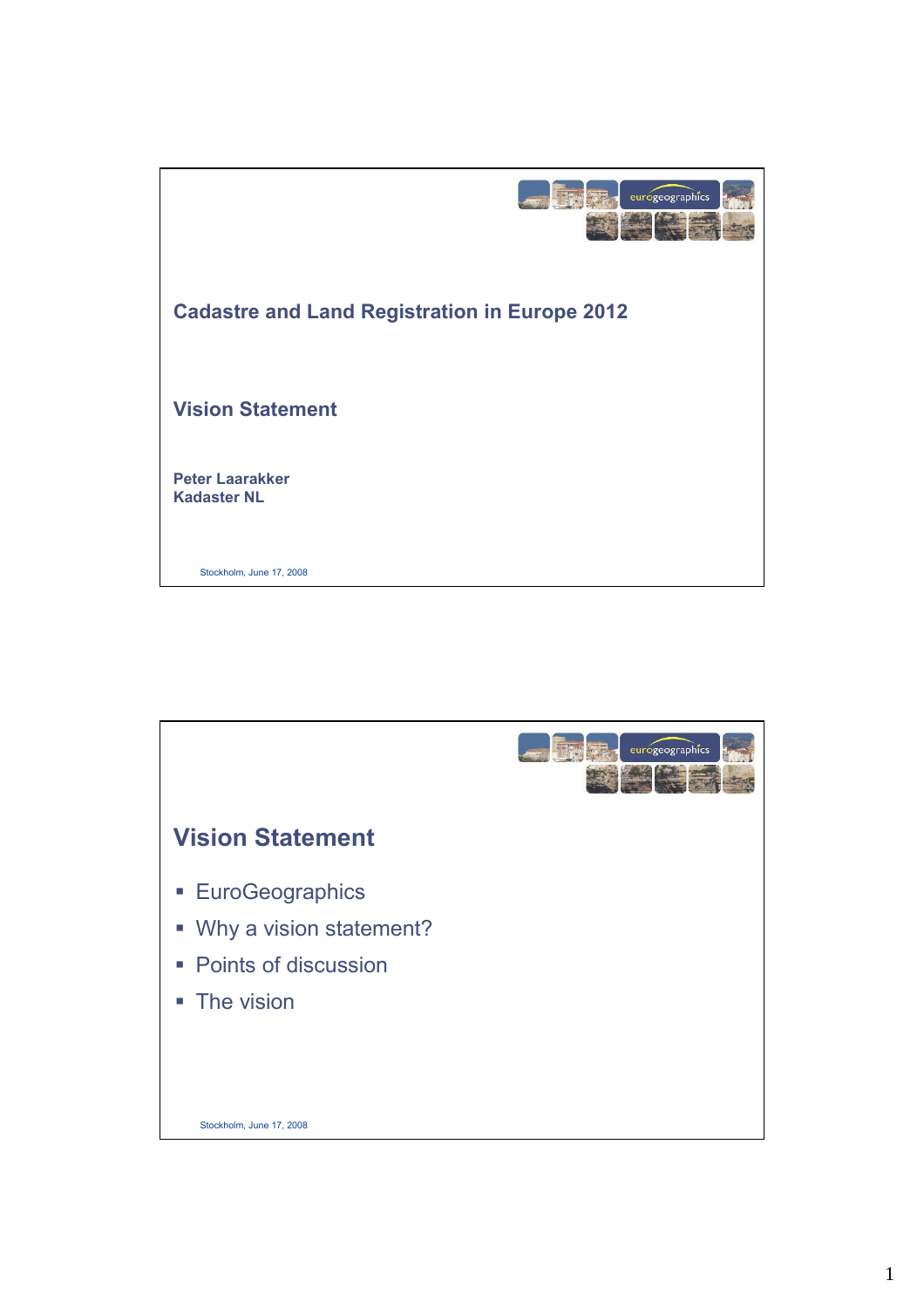# Cadastre and Land Registration in Europe 2012

## Vision Statement

**Peter Laarakker**
**Kadaster NL**

Stockholm, June 17, 2008

---

## Vision Statement

- EuroGeographics
- Why a vision statement?
- Points of discussion
- The vision

Stockholm, June 17, 2008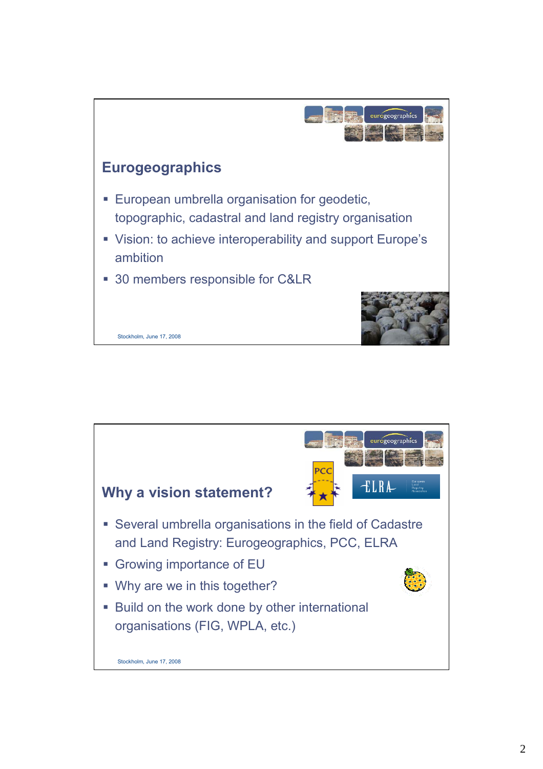## Eurogeographics

- European umbrella organisation for geodetic, topographic, cadastral and land registry organisation
- Vision: to achieve interoperability and support Europe's ambition
- 30 members responsible for C&LR

Stockholm, June 17, 2008

## Why a vision statement?

- Several umbrella organisations in the field of Cadastre and Land Registry: Eurogeographics, PCC, ELRA
- Growing importance of EU
- Why are we in this together?
- Build on the work done by other international organisations (FIG, WPLA, etc.)

Stockholm, June 17, 2008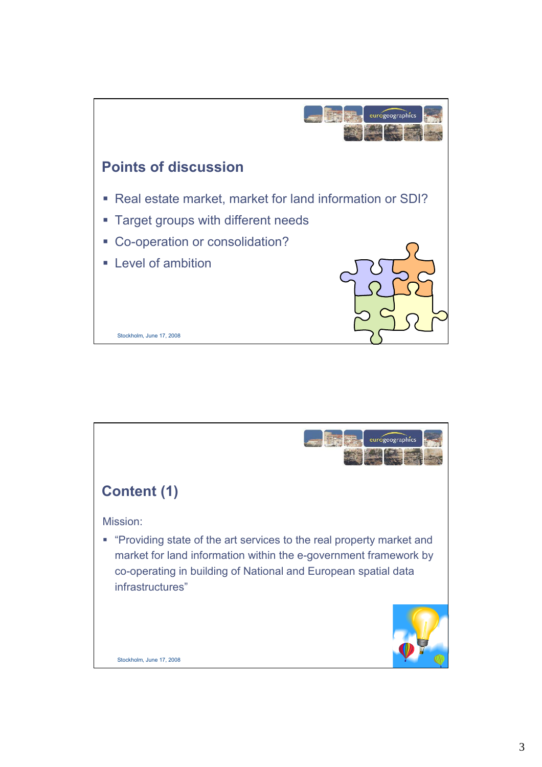## Points of discussion

- Real estate market, market for land information or SDI?
- Target groups with different needs
- Co-operation or consolidation?
- Level of ambition

Stockholm, June 17, 2008

## Content (1)

Mission:

- "Providing state of the art services to the real property market and market for land information within the e-government framework by co-operating in building of National and European spatial data infrastructures"

Stockholm, June 17, 2008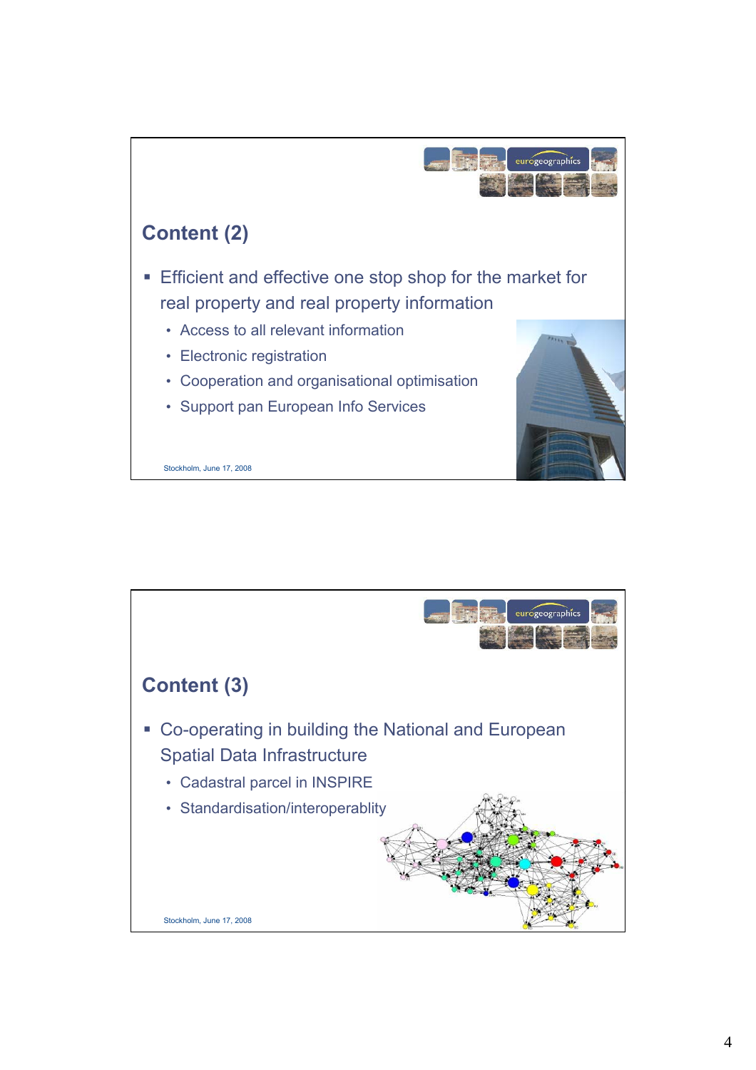## Content (2)

- Efficient and effective one stop shop for the market for real property and real property information
  - Access to all relevant information
  - Electronic registration
  - Cooperation and organisational optimisation
  - Support pan European Info Services

Stockholm, June 17, 2008

## Content (3)

- Co-operating in building the National and European Spatial Data Infrastructure
  - Cadastral parcel in INSPIRE
  - Standardisation/interoperablity

Stockholm, June 17, 2008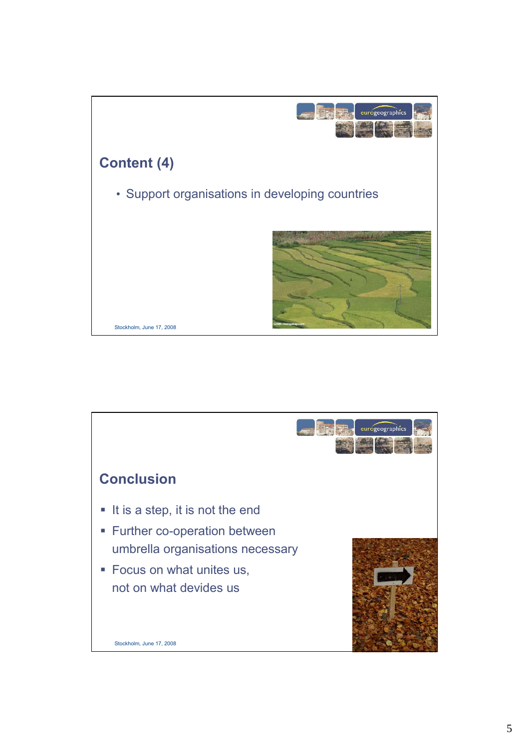## Content (4)

- Support organisations in developing countries

Stockholm, June 17, 2008

## Conclusion

- It is a step, it is not the end
- Further co-operation between umbrella organisations necessary
- Focus on what unites us, not on what devides us

Stockholm, June 17, 2008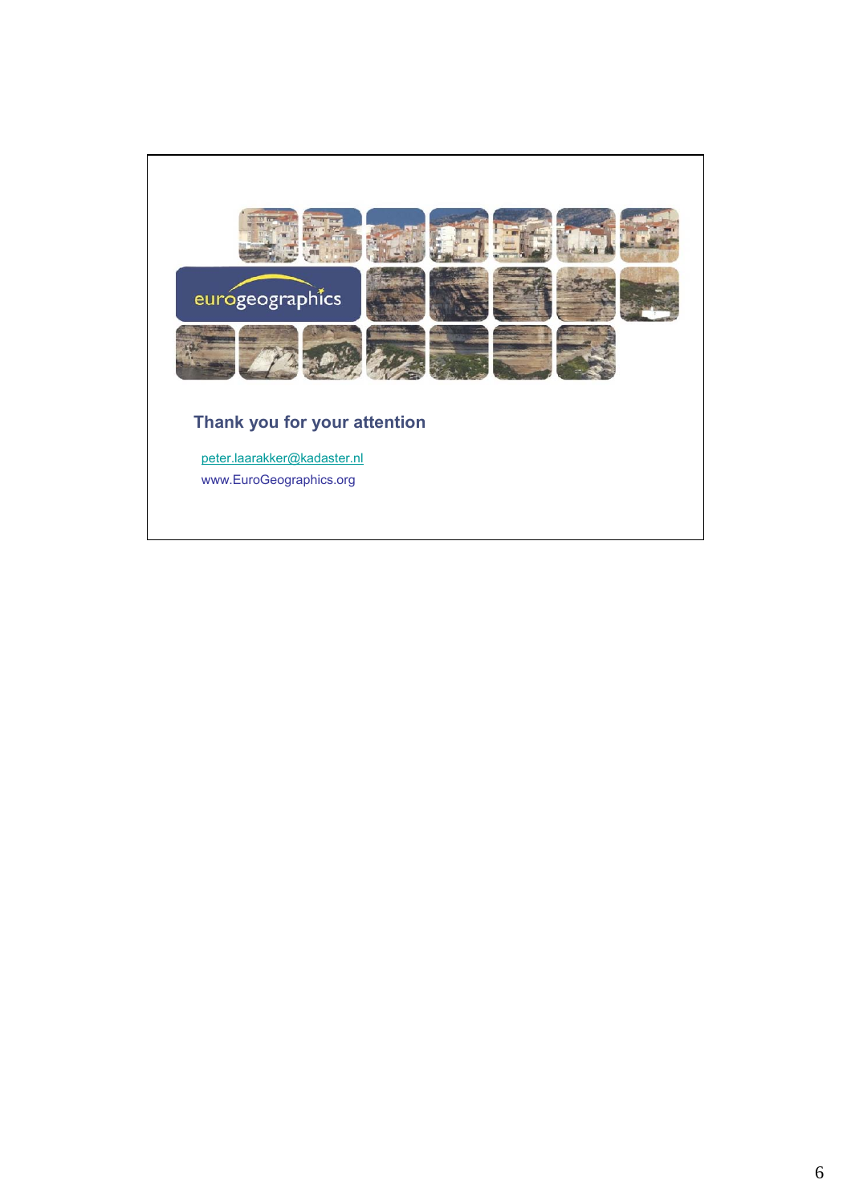eurogeographics

**Thank you for your attention**

peter.laarakker@kadaster.nl

www.EuroGeographics.org